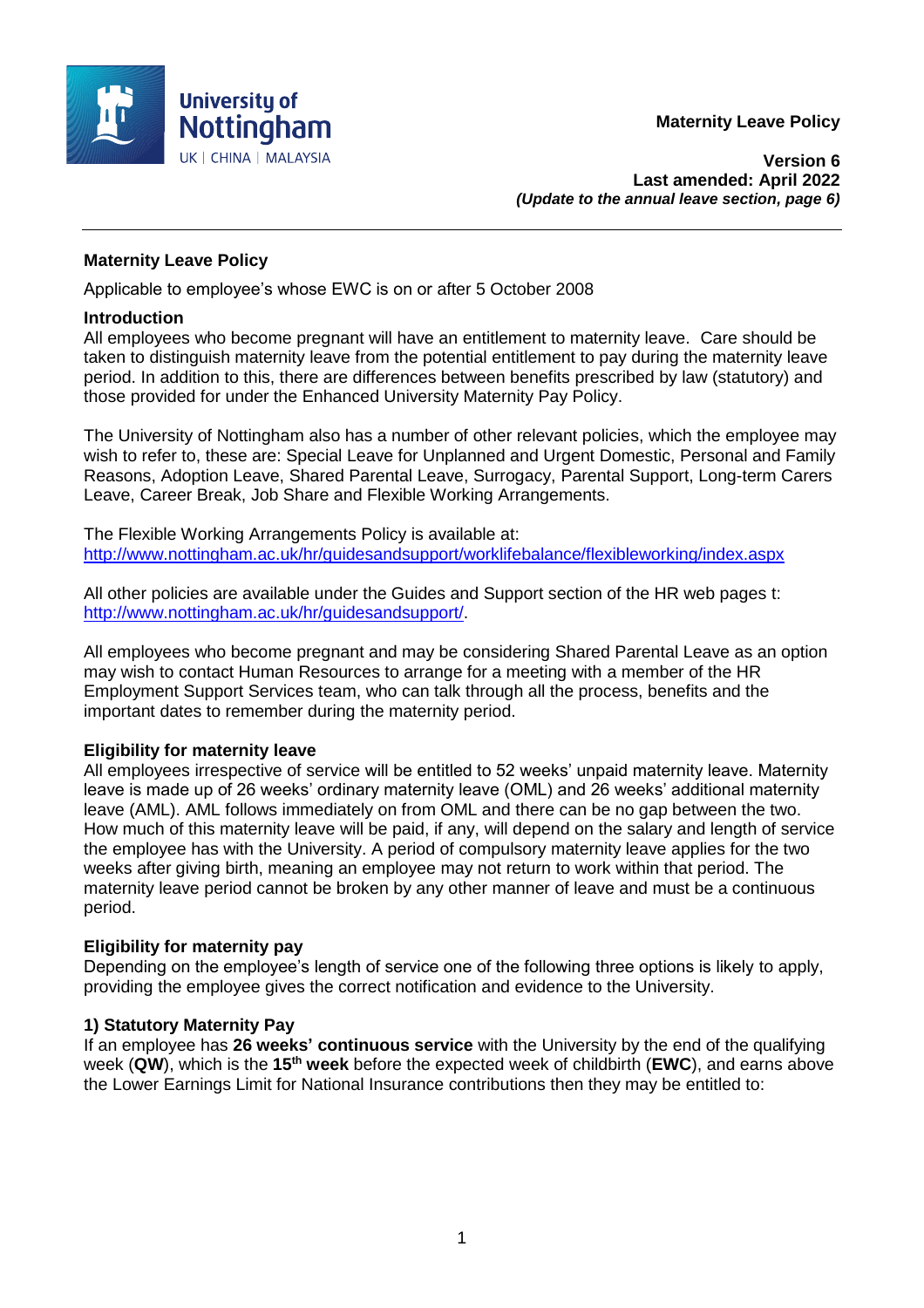**Maternity Leave Policy**

**Version 6**
**Last amended: April 2022**
***(Update to the annual leave section, page 6)***

---

## Maternity Leave Policy

Applicable to employee's whose EWC is on or after 5 October 2008

### Introduction

All employees who become pregnant will have an entitlement to maternity leave. Care should be taken to distinguish maternity leave from the potential entitlement to pay during the maternity leave period. In addition to this, there are differences between benefits prescribed by law (statutory) and those provided for under the Enhanced University Maternity Pay Policy.

The University of Nottingham also has a number of other relevant policies, which the employee may wish to refer to, these are: Special Leave for Unplanned and Urgent Domestic, Personal and Family Reasons, Adoption Leave, Shared Parental Leave, Surrogacy, Parental Support, Long-term Carers Leave, Career Break, Job Share and Flexible Working Arrangements.

The Flexible Working Arrangements Policy is available at:
http://www.nottingham.ac.uk/hr/guidesandsupport/worklifebalance/flexibleworking/index.aspx

All other policies are available under the Guides and Support section of the HR web pages t:
http://www.nottingham.ac.uk/hr/guidesandsupport/.

All employees who become pregnant and may be considering Shared Parental Leave as an option may wish to contact Human Resources to arrange for a meeting with a member of the HR Employment Support Services team, who can talk through all the process, benefits and the important dates to remember during the maternity period.

### Eligibility for maternity leave

All employees irrespective of service will be entitled to 52 weeks' unpaid maternity leave. Maternity leave is made up of 26 weeks' ordinary maternity leave (OML) and 26 weeks' additional maternity leave (AML). AML follows immediately on from OML and there can be no gap between the two. How much of this maternity leave will be paid, if any, will depend on the salary and length of service the employee has with the University. A period of compulsory maternity leave applies for the two weeks after giving birth, meaning an employee may not return to work within that period. The maternity leave period cannot be broken by any other manner of leave and must be a continuous period.

### Eligibility for maternity pay

Depending on the employee's length of service one of the following three options is likely to apply, providing the employee gives the correct notification and evidence to the University.

### 1) Statutory Maternity Pay

If an employee has **26 weeks' continuous service** with the University by the end of the qualifying week (**QW**), which is the **15th week** before the expected week of childbirth (**EWC**), and earns above the Lower Earnings Limit for National Insurance contributions then they may be entitled to: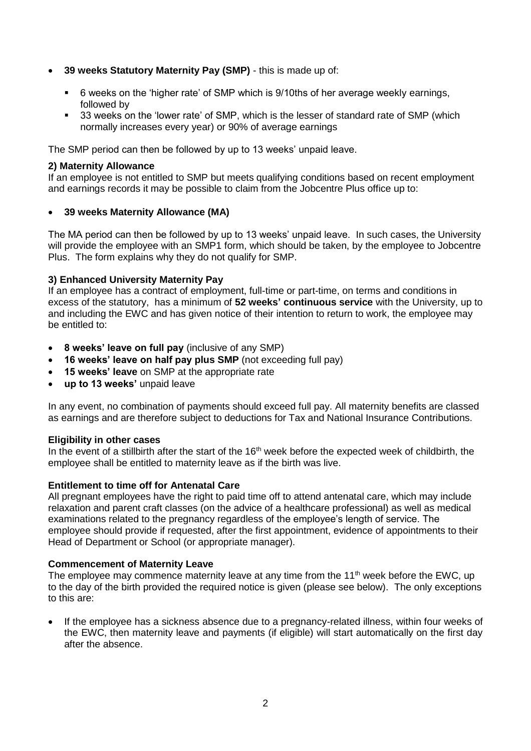- **39 weeks Statutory Maternity Pay (SMP)** - this is made up of:
  - 6 weeks on the 'higher rate' of SMP which is 9/10ths of her average weekly earnings, followed by
  - 33 weeks on the 'lower rate' of SMP, which is the lesser of standard rate of SMP (which normally increases every year) or 90% of average earnings

The SMP period can then be followed by up to 13 weeks' unpaid leave.

**2) Maternity Allowance**
If an employee is not entitled to SMP but meets qualifying conditions based on recent employment and earnings records it may be possible to claim from the Jobcentre Plus office up to:

- **39 weeks Maternity Allowance (MA)**

The MA period can then be followed by up to 13 weeks' unpaid leave. In such cases, the University will provide the employee with an SMP1 form, which should be taken, by the employee to Jobcentre Plus. The form explains why they do not qualify for SMP.

**3) Enhanced University Maternity Pay**
If an employee has a contract of employment, full-time or part-time, on terms and conditions in excess of the statutory, has a minimum of **52 weeks' continuous service** with the University, up to and including the EWC and has given notice of their intention to return to work, the employee may be entitled to:

- **8 weeks' leave on full pay** (inclusive of any SMP)
- **16 weeks' leave on half pay plus SMP** (not exceeding full pay)
- **15 weeks' leave** on SMP at the appropriate rate
- **up to 13 weeks'** unpaid leave

In any event, no combination of payments should exceed full pay. All maternity benefits are classed as earnings and are therefore subject to deductions for Tax and National Insurance Contributions.

**Eligibility in other cases**
In the event of a stillbirth after the start of the 16th week before the expected week of childbirth, the employee shall be entitled to maternity leave as if the birth was live.

**Entitlement to time off for Antenatal Care**
All pregnant employees have the right to paid time off to attend antenatal care, which may include relaxation and parent craft classes (on the advice of a healthcare professional) as well as medical examinations related to the pregnancy regardless of the employee's length of service. The employee should provide if requested, after the first appointment, evidence of appointments to their Head of Department or School (or appropriate manager).

**Commencement of Maternity Leave**
The employee may commence maternity leave at any time from the 11th week before the EWC, up to the day of the birth provided the required notice is given (please see below). The only exceptions to this are:

- If the employee has a sickness absence due to a pregnancy-related illness, within four weeks of the EWC, then maternity leave and payments (if eligible) will start automatically on the first day after the absence.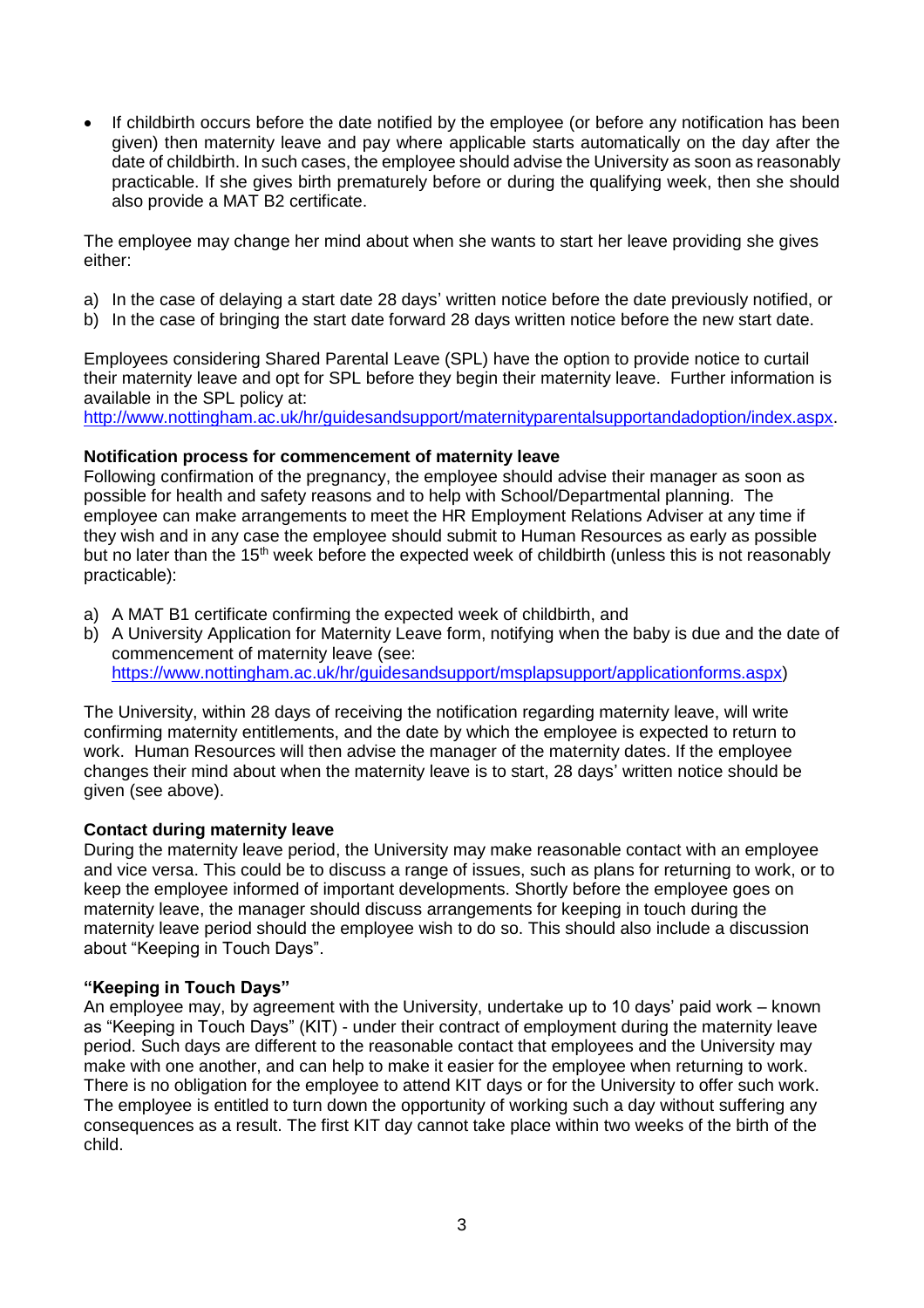- If childbirth occurs before the date notified by the employee (or before any notification has been given) then maternity leave and pay where applicable starts automatically on the day after the date of childbirth. In such cases, the employee should advise the University as soon as reasonably practicable. If she gives birth prematurely before or during the qualifying week, then she should also provide a MAT B2 certificate.

The employee may change her mind about when she wants to start her leave providing she gives either:

a) In the case of delaying a start date 28 days' written notice before the date previously notified, or
b) In the case of bringing the start date forward 28 days written notice before the new start date.

Employees considering Shared Parental Leave (SPL) have the option to provide notice to curtail their maternity leave and opt for SPL before they begin their maternity leave. Further information is available in the SPL policy at:
http://www.nottingham.ac.uk/hr/guidesandsupport/maternityparentalsupportandadoption/index.aspx.

**Notification process for commencement of maternity leave**

Following confirmation of the pregnancy, the employee should advise their manager as soon as possible for health and safety reasons and to help with School/Departmental planning. The employee can make arrangements to meet the HR Employment Relations Adviser at any time if they wish and in any case the employee should submit to Human Resources as early as possible but no later than the 15th week before the expected week of childbirth (unless this is not reasonably practicable):

a) A MAT B1 certificate confirming the expected week of childbirth, and
b) A University Application for Maternity Leave form, notifying when the baby is due and the date of commencement of maternity leave (see: https://www.nottingham.ac.uk/hr/guidesandsupport/msplapsupport/applicationforms.aspx)

The University, within 28 days of receiving the notification regarding maternity leave, will write confirming maternity entitlements, and the date by which the employee is expected to return to work. Human Resources will then advise the manager of the maternity dates. If the employee changes their mind about when the maternity leave is to start, 28 days' written notice should be given (see above).

**Contact during maternity leave**

During the maternity leave period, the University may make reasonable contact with an employee and vice versa. This could be to discuss a range of issues, such as plans for returning to work, or to keep the employee informed of important developments. Shortly before the employee goes on maternity leave, the manager should discuss arrangements for keeping in touch during the maternity leave period should the employee wish to do so. This should also include a discussion about "Keeping in Touch Days".

**"Keeping in Touch Days"**

An employee may, by agreement with the University, undertake up to 10 days' paid work – known as "Keeping in Touch Days" (KIT) - under their contract of employment during the maternity leave period. Such days are different to the reasonable contact that employees and the University may make with one another, and can help to make it easier for the employee when returning to work. There is no obligation for the employee to attend KIT days or for the University to offer such work. The employee is entitled to turn down the opportunity of working such a day without suffering any consequences as a result. The first KIT day cannot take place within two weeks of the birth of the child.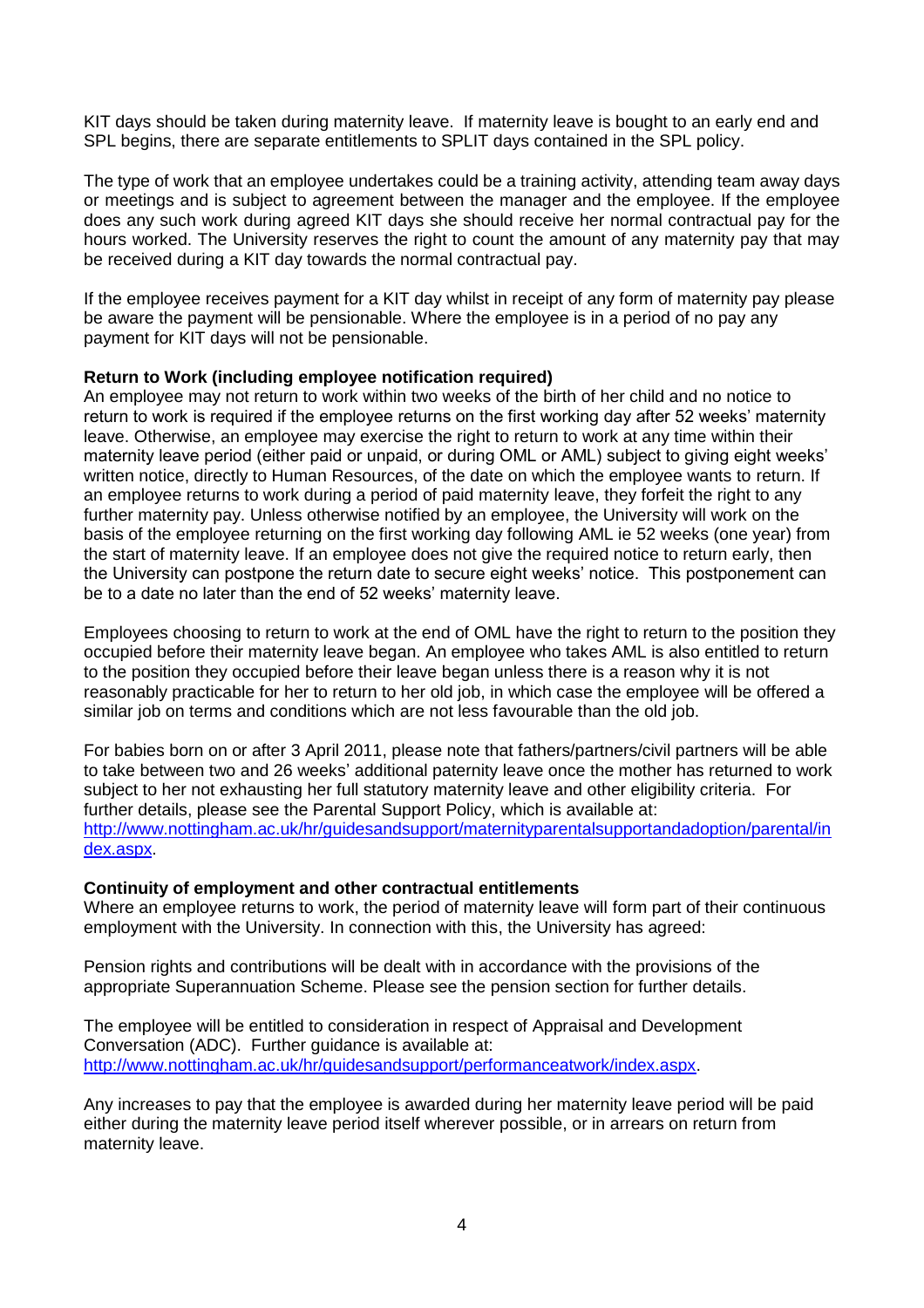KIT days should be taken during maternity leave. If maternity leave is bought to an early end and SPL begins, there are separate entitlements to SPLIT days contained in the SPL policy.

The type of work that an employee undertakes could be a training activity, attending team away days or meetings and is subject to agreement between the manager and the employee. If the employee does any such work during agreed KIT days she should receive her normal contractual pay for the hours worked. The University reserves the right to count the amount of any maternity pay that may be received during a KIT day towards the normal contractual pay.

If the employee receives payment for a KIT day whilst in receipt of any form of maternity pay please be aware the payment will be pensionable. Where the employee is in a period of no pay any payment for KIT days will not be pensionable.

**Return to Work (including employee notification required)**

An employee may not return to work within two weeks of the birth of her child and no notice to return to work is required if the employee returns on the first working day after 52 weeks' maternity leave. Otherwise, an employee may exercise the right to return to work at any time within their maternity leave period (either paid or unpaid, or during OML or AML) subject to giving eight weeks' written notice, directly to Human Resources, of the date on which the employee wants to return. If an employee returns to work during a period of paid maternity leave, they forfeit the right to any further maternity pay. Unless otherwise notified by an employee, the University will work on the basis of the employee returning on the first working day following AML ie 52 weeks (one year) from the start of maternity leave. If an employee does not give the required notice to return early, then the University can postpone the return date to secure eight weeks' notice. This postponement can be to a date no later than the end of 52 weeks' maternity leave.

Employees choosing to return to work at the end of OML have the right to return to the position they occupied before their maternity leave began. An employee who takes AML is also entitled to return to the position they occupied before their leave began unless there is a reason why it is not reasonably practicable for her to return to her old job, in which case the employee will be offered a similar job on terms and conditions which are not less favourable than the old job.

For babies born on or after 3 April 2011, please note that fathers/partners/civil partners will be able to take between two and 26 weeks' additional paternity leave once the mother has returned to work subject to her not exhausting her full statutory maternity leave and other eligibility criteria. For further details, please see the Parental Support Policy, which is available at: [http://www.nottingham.ac.uk/hr/guidesandsupport/maternityparentalsupportandadoption/parental/index.aspx](http://www.nottingham.ac.uk/hr/guidesandsupport/maternityparentalsupportandadoption/parental/index.aspx).

**Continuity of employment and other contractual entitlements**

Where an employee returns to work, the period of maternity leave will form part of their continuous employment with the University. In connection with this, the University has agreed:

Pension rights and contributions will be dealt with in accordance with the provisions of the appropriate Superannuation Scheme. Please see the pension section for further details.

The employee will be entitled to consideration in respect of Appraisal and Development Conversation (ADC). Further guidance is available at: [http://www.nottingham.ac.uk/hr/guidesandsupport/performanceatwork/index.aspx](http://www.nottingham.ac.uk/hr/guidesandsupport/performanceatwork/index.aspx).

Any increases to pay that the employee is awarded during her maternity leave period will be paid either during the maternity leave period itself wherever possible, or in arrears on return from maternity leave.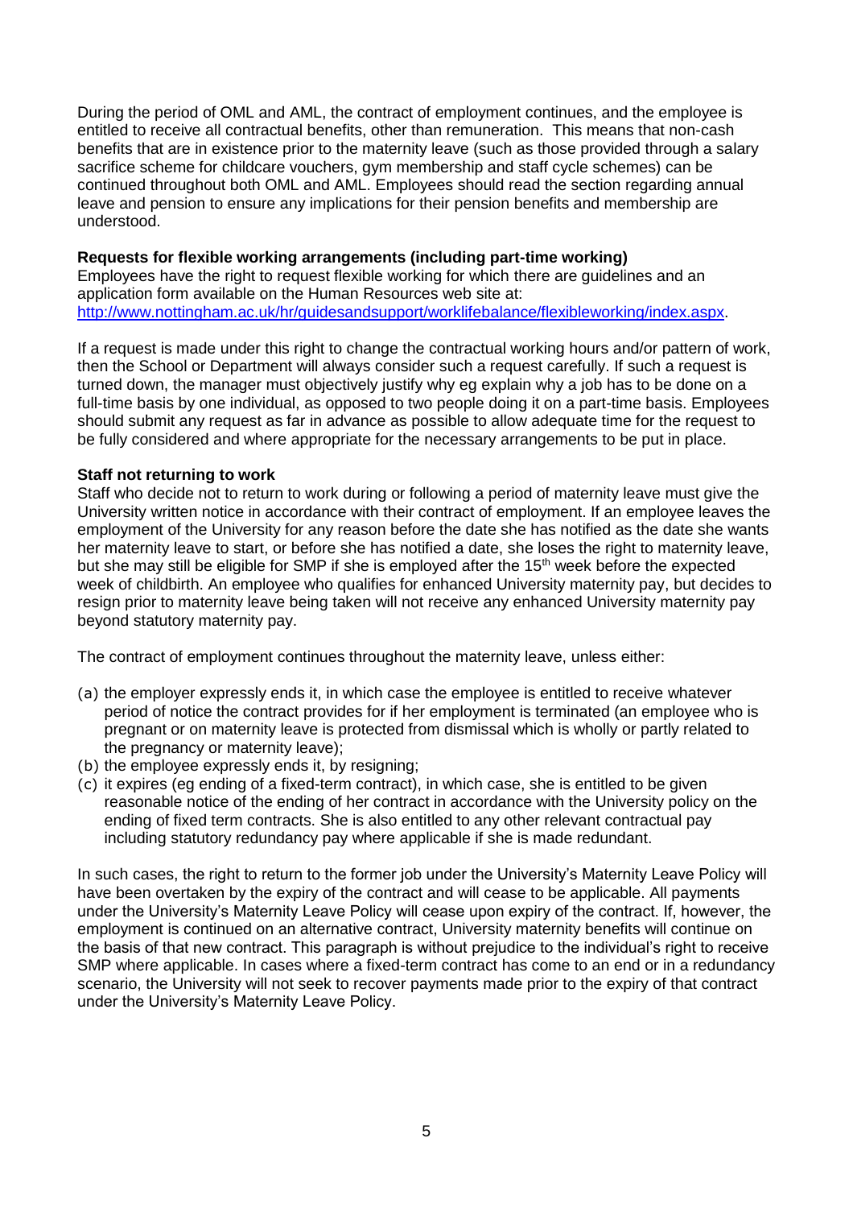During the period of OML and AML, the contract of employment continues, and the employee is entitled to receive all contractual benefits, other than remuneration. This means that non-cash benefits that are in existence prior to the maternity leave (such as those provided through a salary sacrifice scheme for childcare vouchers, gym membership and staff cycle schemes) can be continued throughout both OML and AML. Employees should read the section regarding annual leave and pension to ensure any implications for their pension benefits and membership are understood.

**Requests for flexible working arrangements (including part-time working)**

Employees have the right to request flexible working for which there are guidelines and an application form available on the Human Resources web site at: [http://www.nottingham.ac.uk/hr/guidesandsupport/worklifebalance/flexibleworking/index.aspx](http://www.nottingham.ac.uk/hr/guidesandsupport/worklifebalance/flexibleworking/index.aspx).

If a request is made under this right to change the contractual working hours and/or pattern of work, then the School or Department will always consider such a request carefully. If such a request is turned down, the manager must objectively justify why eg explain why a job has to be done on a full-time basis by one individual, as opposed to two people doing it on a part-time basis. Employees should submit any request as far in advance as possible to allow adequate time for the request to be fully considered and where appropriate for the necessary arrangements to be put in place.

**Staff not returning to work**

Staff who decide not to return to work during or following a period of maternity leave must give the University written notice in accordance with their contract of employment. If an employee leaves the employment of the University for any reason before the date she has notified as the date she wants her maternity leave to start, or before she has notified a date, she loses the right to maternity leave, but she may still be eligible for SMP if she is employed after the 15th week before the expected week of childbirth. An employee who qualifies for enhanced University maternity pay, but decides to resign prior to maternity leave being taken will not receive any enhanced University maternity pay beyond statutory maternity pay.

The contract of employment continues throughout the maternity leave, unless either:

(a) the employer expressly ends it, in which case the employee is entitled to receive whatever period of notice the contract provides for if her employment is terminated (an employee who is pregnant or on maternity leave is protected from dismissal which is wholly or partly related to the pregnancy or maternity leave);
(b) the employee expressly ends it, by resigning;
(c) it expires (eg ending of a fixed-term contract), in which case, she is entitled to be given reasonable notice of the ending of her contract in accordance with the University policy on the ending of fixed term contracts. She is also entitled to any other relevant contractual pay including statutory redundancy pay where applicable if she is made redundant.

In such cases, the right to return to the former job under the University's Maternity Leave Policy will have been overtaken by the expiry of the contract and will cease to be applicable. All payments under the University's Maternity Leave Policy will cease upon expiry of the contract. If, however, the employment is continued on an alternative contract, University maternity benefits will continue on the basis of that new contract. This paragraph is without prejudice to the individual's right to receive SMP where applicable. In cases where a fixed-term contract has come to an end or in a redundancy scenario, the University will not seek to recover payments made prior to the expiry of that contract under the University's Maternity Leave Policy.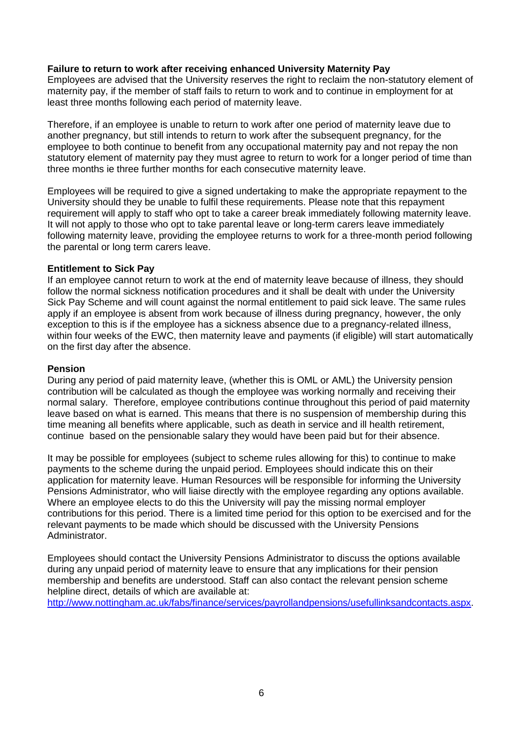**Failure to return to work after receiving enhanced University Maternity Pay**

Employees are advised that the University reserves the right to reclaim the non-statutory element of maternity pay, if the member of staff fails to return to work and to continue in employment for at least three months following each period of maternity leave.

Therefore, if an employee is unable to return to work after one period of maternity leave due to another pregnancy, but still intends to return to work after the subsequent pregnancy, for the employee to both continue to benefit from any occupational maternity pay and not repay the non statutory element of maternity pay they must agree to return to work for a longer period of time than three months ie three further months for each consecutive maternity leave.

Employees will be required to give a signed undertaking to make the appropriate repayment to the University should they be unable to fulfil these requirements. Please note that this repayment requirement will apply to staff who opt to take a career break immediately following maternity leave. It will not apply to those who opt to take parental leave or long-term carers leave immediately following maternity leave, providing the employee returns to work for a three-month period following the parental or long term carers leave.

**Entitlement to Sick Pay**

If an employee cannot return to work at the end of maternity leave because of illness, they should follow the normal sickness notification procedures and it shall be dealt with under the University Sick Pay Scheme and will count against the normal entitlement to paid sick leave. The same rules apply if an employee is absent from work because of illness during pregnancy, however, the only exception to this is if the employee has a sickness absence due to a pregnancy-related illness, within four weeks of the EWC, then maternity leave and payments (if eligible) will start automatically on the first day after the absence.

**Pension**

During any period of paid maternity leave, (whether this is OML or AML) the University pension contribution will be calculated as though the employee was working normally and receiving their normal salary. Therefore, employee contributions continue throughout this period of paid maternity leave based on what is earned. This means that there is no suspension of membership during this time meaning all benefits where applicable, such as death in service and ill health retirement, continue based on the pensionable salary they would have been paid but for their absence.

It may be possible for employees (subject to scheme rules allowing for this) to continue to make payments to the scheme during the unpaid period. Employees should indicate this on their application for maternity leave. Human Resources will be responsible for informing the University Pensions Administrator, who will liaise directly with the employee regarding any options available. Where an employee elects to do this the University will pay the missing normal employer contributions for this period. There is a limited time period for this option to be exercised and for the relevant payments to be made which should be discussed with the University Pensions Administrator.

Employees should contact the University Pensions Administrator to discuss the options available during any unpaid period of maternity leave to ensure that any implications for their pension membership and benefits are understood. Staff can also contact the relevant pension scheme helpline direct, details of which are available at: [http://www.nottingham.ac.uk/fabs/finance/services/payrollandpensions/usefullinksandcontacts.aspx](http://www.nottingham.ac.uk/fabs/finance/services/payrollandpensions/usefullinksandcontacts.aspx).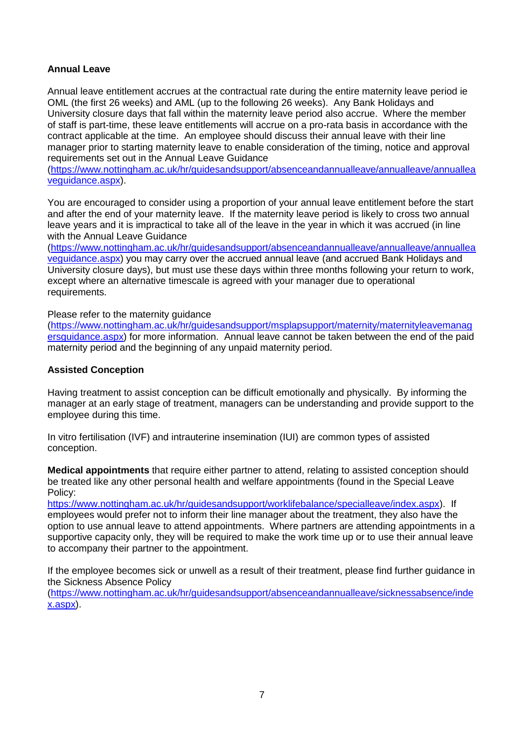**Annual Leave**

Annual leave entitlement accrues at the contractual rate during the entire maternity leave period ie OML (the first 26 weeks) and AML (up to the following 26 weeks). Any Bank Holidays and University closure days that fall within the maternity leave period also accrue. Where the member of staff is part-time, these leave entitlements will accrue on a pro-rata basis in accordance with the contract applicable at the time. An employee should discuss their annual leave with their line manager prior to starting maternity leave to enable consideration of the timing, notice and approval requirements set out in the Annual Leave Guidance (https://www.nottingham.ac.uk/hr/guidesandsupport/absenceandannualleave/annualleave/annualleaveguidance.aspx).

You are encouraged to consider using a proportion of your annual leave entitlement before the start and after the end of your maternity leave. If the maternity leave period is likely to cross two annual leave years and it is impractical to take all of the leave in the year in which it was accrued (in line with the Annual Leave Guidance (https://www.nottingham.ac.uk/hr/guidesandsupport/absenceandannualleave/annualleave/annualleaveguidance.aspx) you may carry over the accrued annual leave (and accrued Bank Holidays and University closure days), but must use these days within three months following your return to work, except where an alternative timescale is agreed with your manager due to operational requirements.

Please refer to the maternity guidance (https://www.nottingham.ac.uk/hr/guidesandsupport/msplapsupport/maternity/maternityleavemanagersguidance.aspx) for more information. Annual leave cannot be taken between the end of the paid maternity period and the beginning of any unpaid maternity period.

**Assisted Conception**

Having treatment to assist conception can be difficult emotionally and physically. By informing the manager at an early stage of treatment, managers can be understanding and provide support to the employee during this time.

In vitro fertilisation (IVF) and intrauterine insemination (IUI) are common types of assisted conception.

**Medical appointments** that require either partner to attend, relating to assisted conception should be treated like any other personal health and welfare appointments (found in the Special Leave Policy: https://www.nottingham.ac.uk/hr/guidesandsupport/worklifebalance/specialleave/index.aspx). If employees would prefer not to inform their line manager about the treatment, they also have the option to use annual leave to attend appointments. Where partners are attending appointments in a supportive capacity only, they will be required to make the work time up or to use their annual leave to accompany their partner to the appointment.

If the employee becomes sick or unwell as a result of their treatment, please find further guidance in the Sickness Absence Policy (https://www.nottingham.ac.uk/hr/guidesandsupport/absenceandannualleave/sicknessabsence/index.aspx).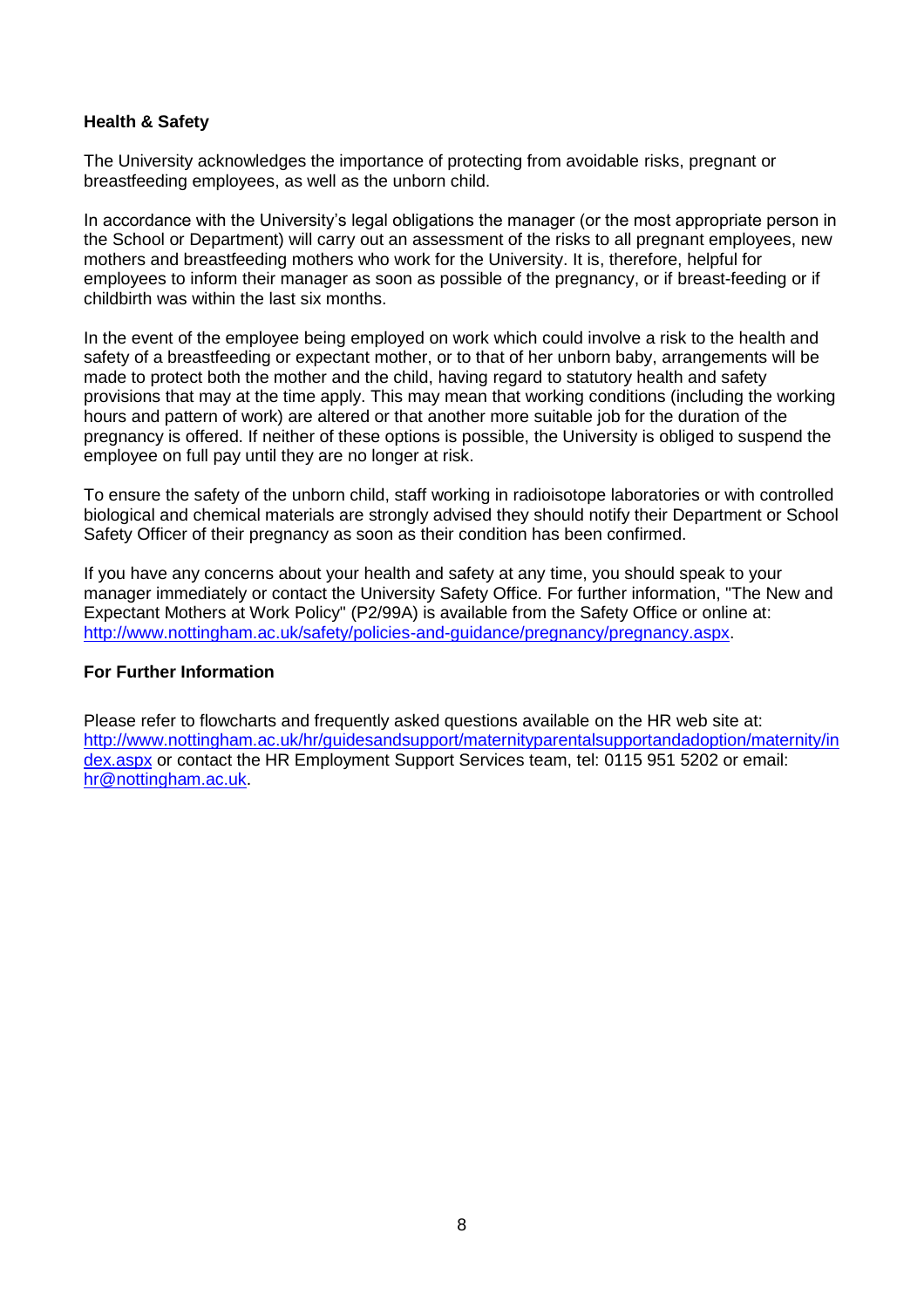**Health & Safety**

The University acknowledges the importance of protecting from avoidable risks, pregnant or breastfeeding employees, as well as the unborn child.

In accordance with the University's legal obligations the manager (or the most appropriate person in the School or Department) will carry out an assessment of the risks to all pregnant employees, new mothers and breastfeeding mothers who work for the University. It is, therefore, helpful for employees to inform their manager as soon as possible of the pregnancy, or if breast-feeding or if childbirth was within the last six months.

In the event of the employee being employed on work which could involve a risk to the health and safety of a breastfeeding or expectant mother, or to that of her unborn baby, arrangements will be made to protect both the mother and the child, having regard to statutory health and safety provisions that may at the time apply. This may mean that working conditions (including the working hours and pattern of work) are altered or that another more suitable job for the duration of the pregnancy is offered. If neither of these options is possible, the University is obliged to suspend the employee on full pay until they are no longer at risk.

To ensure the safety of the unborn child, staff working in radioisotope laboratories or with controlled biological and chemical materials are strongly advised they should notify their Department or School Safety Officer of their pregnancy as soon as their condition has been confirmed.

If you have any concerns about your health and safety at any time, you should speak to your manager immediately or contact the University Safety Office. For further information, "The New and Expectant Mothers at Work Policy" (P2/99A) is available from the Safety Office or online at: http://www.nottingham.ac.uk/safety/policies-and-guidance/pregnancy/pregnancy.aspx.

**For Further Information**

Please refer to flowcharts and frequently asked questions available on the HR web site at: http://www.nottingham.ac.uk/hr/guidesandsupport/maternityparentalsupportandadoption/maternity/index.aspx or contact the HR Employment Support Services team, tel: 0115 951 5202 or email: hr@nottingham.ac.uk.